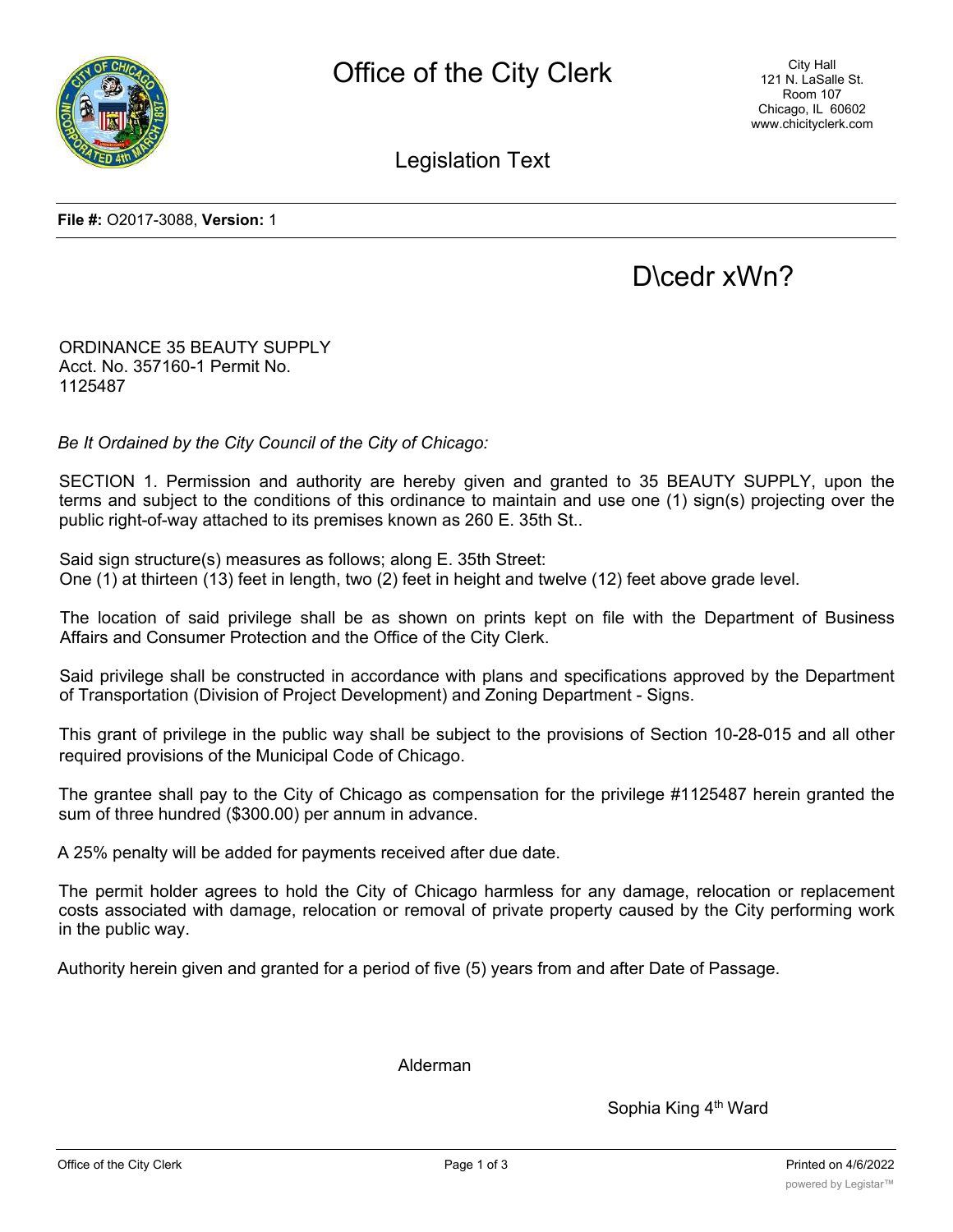# Office of the City Clerk

City Hall
121 N. LaSalle St.
Room 107
Chicago, IL 60602
www.chicityclerk.com

## Legislation Text

**File #:** O2017-3088, **Version:** 1

D\cedr xWn?

ORDINANCE 35 BEAUTY SUPPLY
Acct. No. 357160-1 Permit No.
1125487

*Be It Ordained by the City Council of the City of Chicago:*

SECTION 1. Permission and authority are hereby given and granted to 35 BEAUTY SUPPLY, upon the terms and subject to the conditions of this ordinance to maintain and use one (1) sign(s) projecting over the public right-of-way attached to its premises known as 260 E. 35th St..

Said sign structure(s) measures as follows; along E. 35th Street:
One (1) at thirteen (13) feet in length, two (2) feet in height and twelve (12) feet above grade level.

The location of said privilege shall be as shown on prints kept on file with the Department of Business Affairs and Consumer Protection and the Office of the City Clerk.

Said privilege shall be constructed in accordance with plans and specifications approved by the Department of Transportation (Division of Project Development) and Zoning Department - Signs.

This grant of privilege in the public way shall be subject to the provisions of Section 10-28-015 and all other required provisions of the Municipal Code of Chicago.

The grantee shall pay to the City of Chicago as compensation for the privilege #1125487 herein granted the sum of three hundred ($300.00) per annum in advance.

A 25% penalty will be added for payments received after due date.

The permit holder agrees to hold the City of Chicago harmless for any damage, relocation or replacement costs associated with damage, relocation or removal of private property caused by the City performing work in the public way.

Authority herein given and granted for a period of five (5) years from and after Date of Passage.

Alderman

Sophia King 4th Ward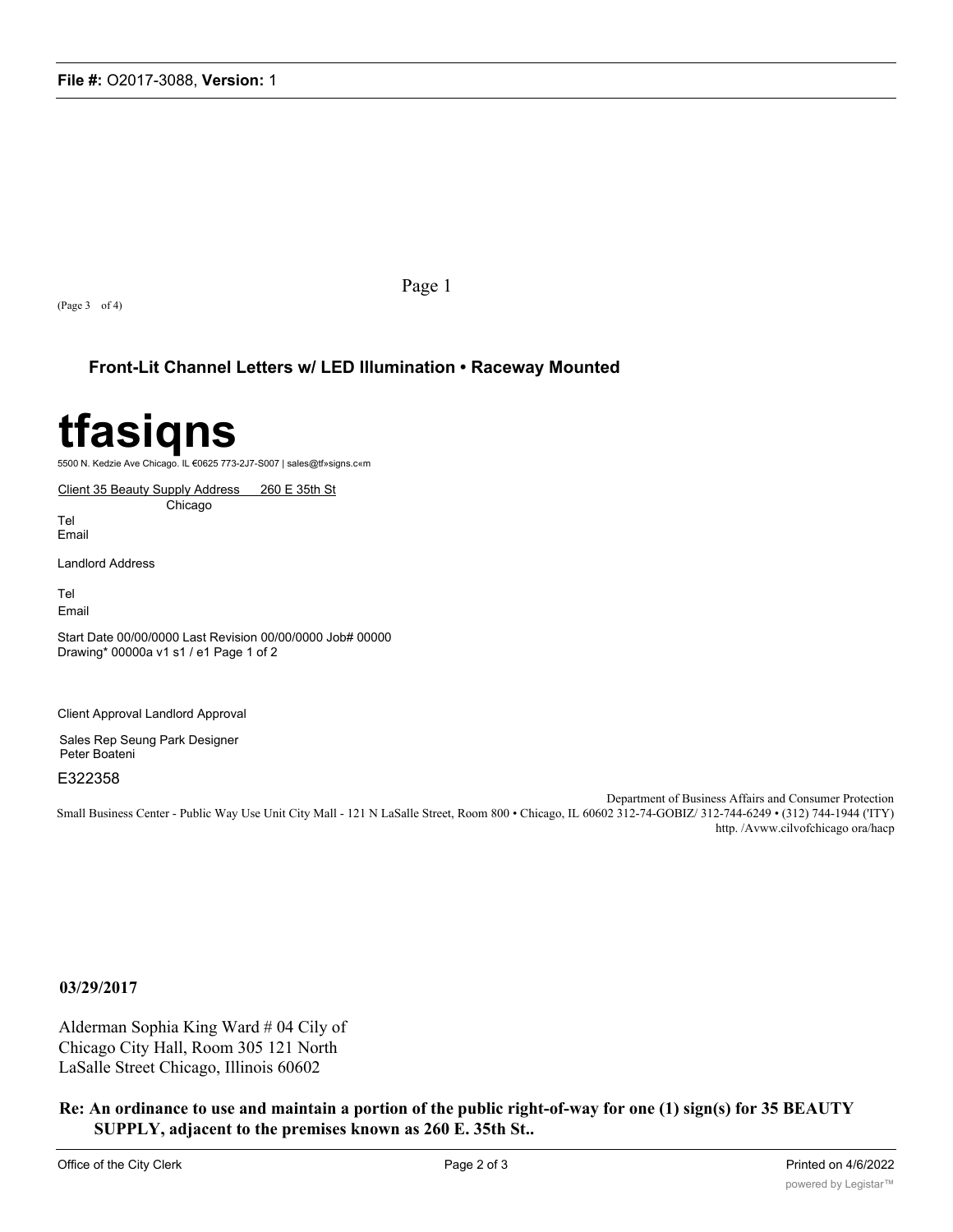Page 1

(Page 3 of 4)

**Front-Lit Channel Letters w/ LED Illumination • Raceway Mounted**

# tfasiqns

5500 N. Kedzie Ave Chicago. IL €0625 773-2J7-S007 | sales@tf»signs.c«m

Client 35 Beauty Supply Address 260 E 35th St
Chicago

Tel
Email

Landlord Address

Tel
Email

Start Date 00/00/0000 Last Revision 00/00/0000 Job# 00000
Drawing* 00000a v1 s1 / e1 Page 1 of 2

Client Approval Landlord Approval

Sales Rep Seung Park Designer
Peter Boateni

E322358

Department of Business Affairs and Consumer Protection
Small Business Center - Public Way Use Unit City Mall - 121 N LaSalle Street, Room 800 • Chicago, IL 60602 312-74-GOBIZ/ 312-744-6249 • (312) 744-1944 ('ITY)
http. /Avww.cilvofchicago ora/hacp

**03/29/2017**

Alderman Sophia King Ward # 04 Cily of
Chicago City Hall, Room 305 121 North
LaSalle Street Chicago, Illinois 60602

**Re: An ordinance to use and maintain a portion of the public right-of-way for one (1) sign(s) for 35 BEAUTY SUPPLY, adjacent to the premises known as 260 E. 35th St..**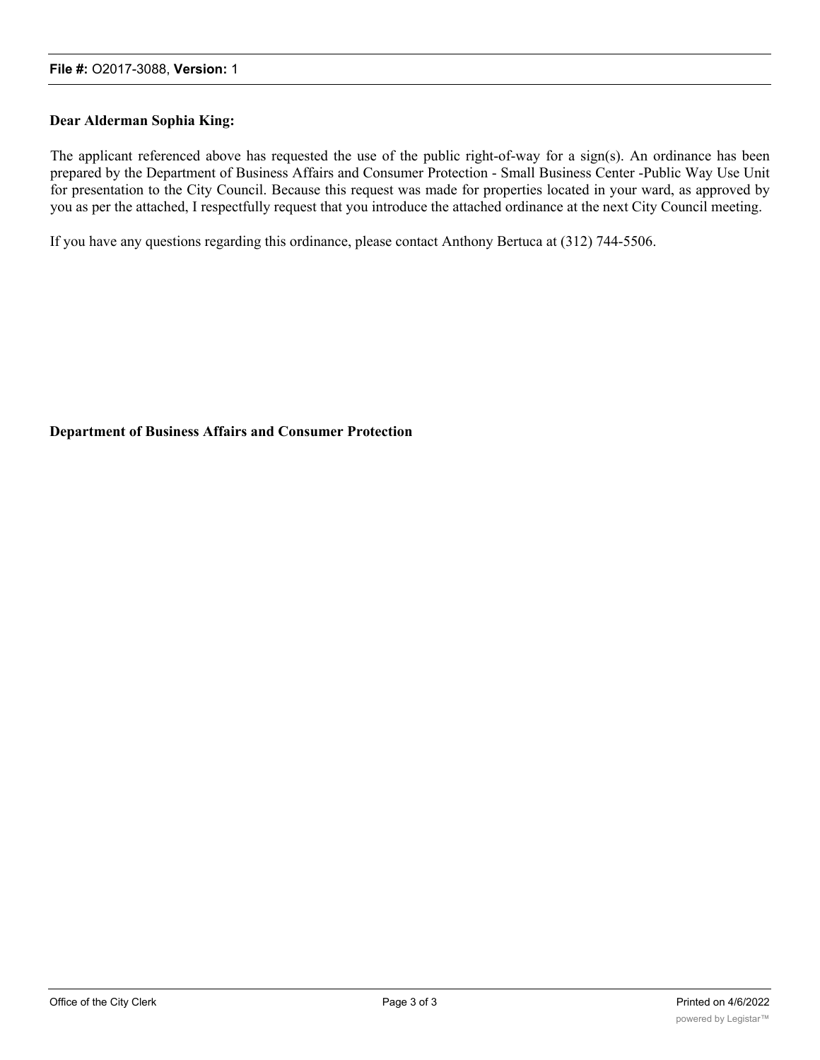**Dear Alderman Sophia King:**

The applicant referenced above has requested the use of the public right-of-way for a sign(s). An ordinance has been prepared by the Department of Business Affairs and Consumer Protection - Small Business Center -Public Way Use Unit for presentation to the City Council. Because this request was made for properties located in your ward, as approved by you as per the attached, I respectfully request that you introduce the attached ordinance at the next City Council meeting.

If you have any questions regarding this ordinance, please contact Anthony Bertuca at (312) 744-5506.

**Department of Business Affairs and Consumer Protection**